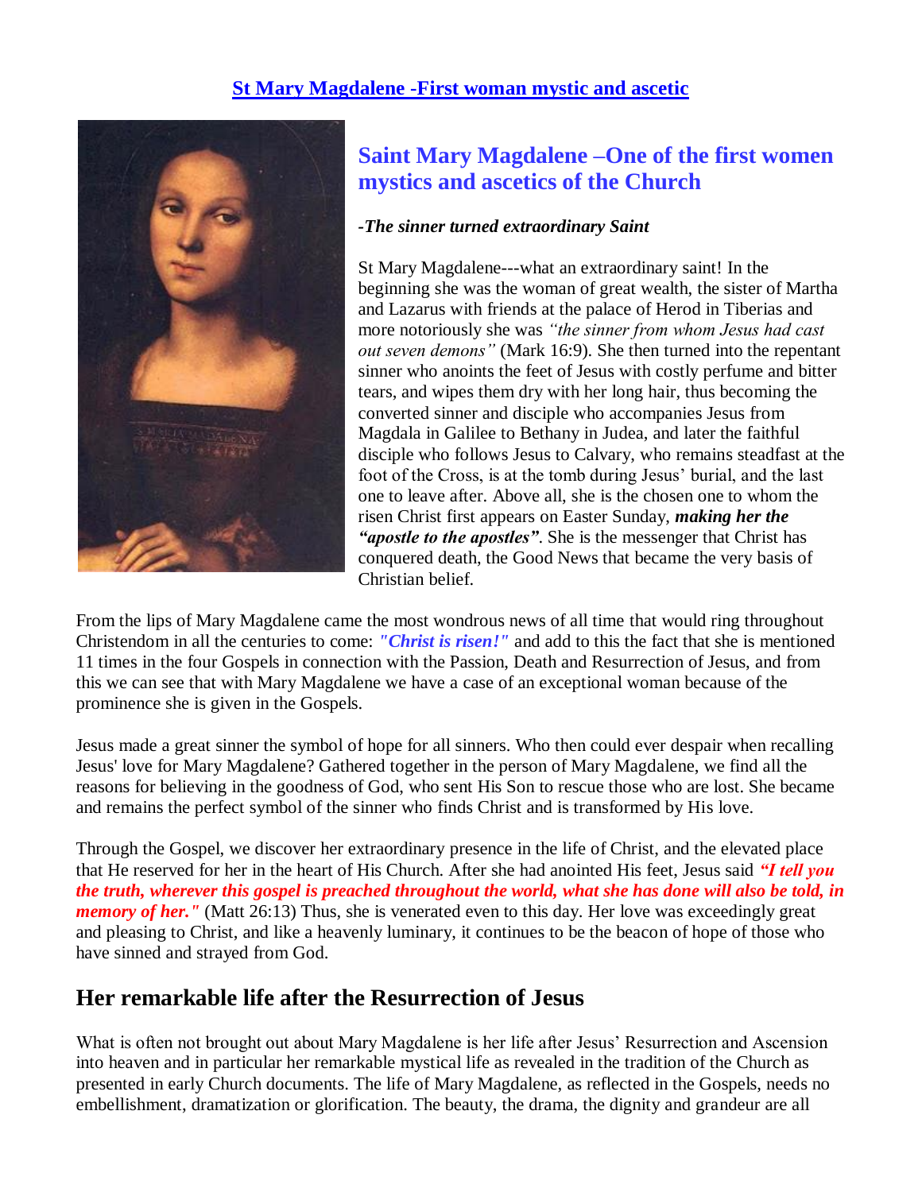## St Mary Magdalene -First woman mystic and ascetic

## Saint Mary Magdalene –One of the first women mystics and ascetics of the Church

***-The sinner turned extraordinary Saint***

St Mary Magdalene---what an extraordinary saint! In the beginning she was the woman of great wealth, the sister of Martha and Lazarus with friends at the palace of Herod in Tiberias and more notoriously she was *"the sinner from whom Jesus had cast out seven demons"* (Mark 16:9). She then turned into the repentant sinner who anoints the feet of Jesus with costly perfume and bitter tears, and wipes them dry with her long hair, thus becoming the converted sinner and disciple who accompanies Jesus from Magdala in Galilee to Bethany in Judea, and later the faithful disciple who follows Jesus to Calvary, who remains steadfast at the foot of the Cross, is at the tomb during Jesus' burial, and the last one to leave after. Above all, she is the chosen one to whom the risen Christ first appears on Easter Sunday, ***making her the "apostle to the apostles"***. She is the messenger that Christ has conquered death, the Good News that became the very basis of Christian belief.

From the lips of Mary Magdalene came the most wondrous news of all time that would ring throughout Christendom in all the centuries to come: ***"Christ is risen!"*** and add to this the fact that she is mentioned 11 times in the four Gospels in connection with the Passion, Death and Resurrection of Jesus, and from this we can see that with Mary Magdalene we have a case of an exceptional woman because of the prominence she is given in the Gospels.

Jesus made a great sinner the symbol of hope for all sinners. Who then could ever despair when recalling Jesus' love for Mary Magdalene? Gathered together in the person of Mary Magdalene, we find all the reasons for believing in the goodness of God, who sent His Son to rescue those who are lost. She became and remains the perfect symbol of the sinner who finds Christ and is transformed by His love.

Through the Gospel, we discover her extraordinary presence in the life of Christ, and the elevated place that He reserved for her in the heart of His Church. After she had anointed His feet, Jesus said ***"I tell you the truth, wherever this gospel is preached throughout the world, what she has done will also be told, in memory of her."*** (Matt 26:13) Thus, she is venerated even to this day. Her love was exceedingly great and pleasing to Christ, and like a heavenly luminary, it continues to be the beacon of hope of those who have sinned and strayed from God.

## Her remarkable life after the Resurrection of Jesus

What is often not brought out about Mary Magdalene is her life after Jesus' Resurrection and Ascension into heaven and in particular her remarkable mystical life as revealed in the tradition of the Church as presented in early Church documents. The life of Mary Magdalene, as reflected in the Gospels, needs no embellishment, dramatization or glorification. The beauty, the drama, the dignity and grandeur are all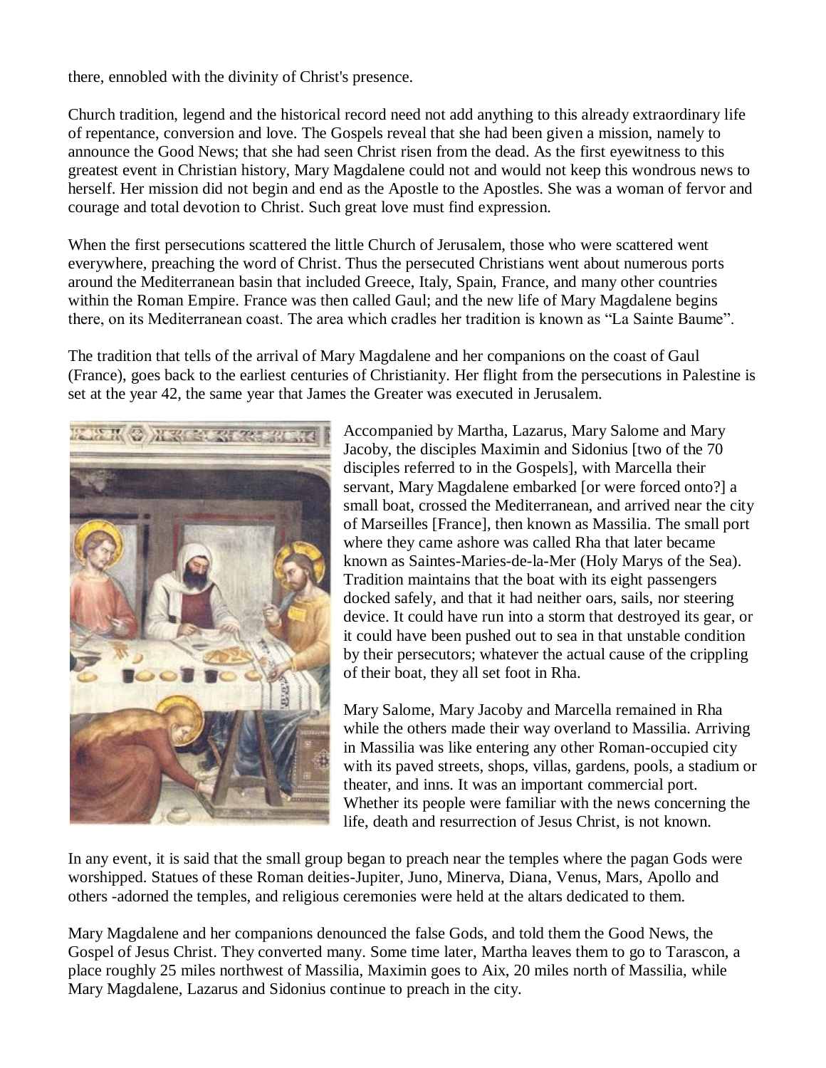there, ennobled with the divinity of Christ's presence.

Church tradition, legend and the historical record need not add anything to this already extraordinary life of repentance, conversion and love. The Gospels reveal that she had been given a mission, namely to announce the Good News; that she had seen Christ risen from the dead. As the first eyewitness to this greatest event in Christian history, Mary Magdalene could not and would not keep this wondrous news to herself. Her mission did not begin and end as the Apostle to the Apostles. She was a woman of fervor and courage and total devotion to Christ. Such great love must find expression.

When the first persecutions scattered the little Church of Jerusalem, those who were scattered went everywhere, preaching the word of Christ. Thus the persecuted Christians went about numerous ports around the Mediterranean basin that included Greece, Italy, Spain, France, and many other countries within the Roman Empire. France was then called Gaul; and the new life of Mary Magdalene begins there, on its Mediterranean coast. The area which cradles her tradition is known as "La Sainte Baume".

The tradition that tells of the arrival of Mary Magdalene and her companions on the coast of Gaul (France), goes back to the earliest centuries of Christianity. Her flight from the persecutions in Palestine is set at the year 42, the same year that James the Greater was executed in Jerusalem.

Accompanied by Martha, Lazarus, Mary Salome and Mary Jacoby, the disciples Maximin and Sidonius [two of the 70 disciples referred to in the Gospels], with Marcella their servant, Mary Magdalene embarked [or were forced onto?] a small boat, crossed the Mediterranean, and arrived near the city of Marseilles [France], then known as Massilia. The small port where they came ashore was called Rha that later became known as Saintes-Maries-de-la-Mer (Holy Marys of the Sea). Tradition maintains that the boat with its eight passengers docked safely, and that it had neither oars, sails, nor steering device. It could have run into a storm that destroyed its gear, or it could have been pushed out to sea in that unstable condition by their persecutors; whatever the actual cause of the crippling of their boat, they all set foot in Rha.

Mary Salome, Mary Jacoby and Marcella remained in Rha while the others made their way overland to Massilia. Arriving in Massilia was like entering any other Roman-occupied city with its paved streets, shops, villas, gardens, pools, a stadium or theater, and inns. It was an important commercial port. Whether its people were familiar with the news concerning the life, death and resurrection of Jesus Christ, is not known.

In any event, it is said that the small group began to preach near the temples where the pagan Gods were worshipped. Statues of these Roman deities-Jupiter, Juno, Minerva, Diana, Venus, Mars, Apollo and others -adorned the temples, and religious ceremonies were held at the altars dedicated to them.

Mary Magdalene and her companions denounced the false Gods, and told them the Good News, the Gospel of Jesus Christ. They converted many. Some time later, Martha leaves them to go to Tarascon, a place roughly 25 miles northwest of Massilia, Maximin goes to Aix, 20 miles north of Massilia, while Mary Magdalene, Lazarus and Sidonius continue to preach in the city.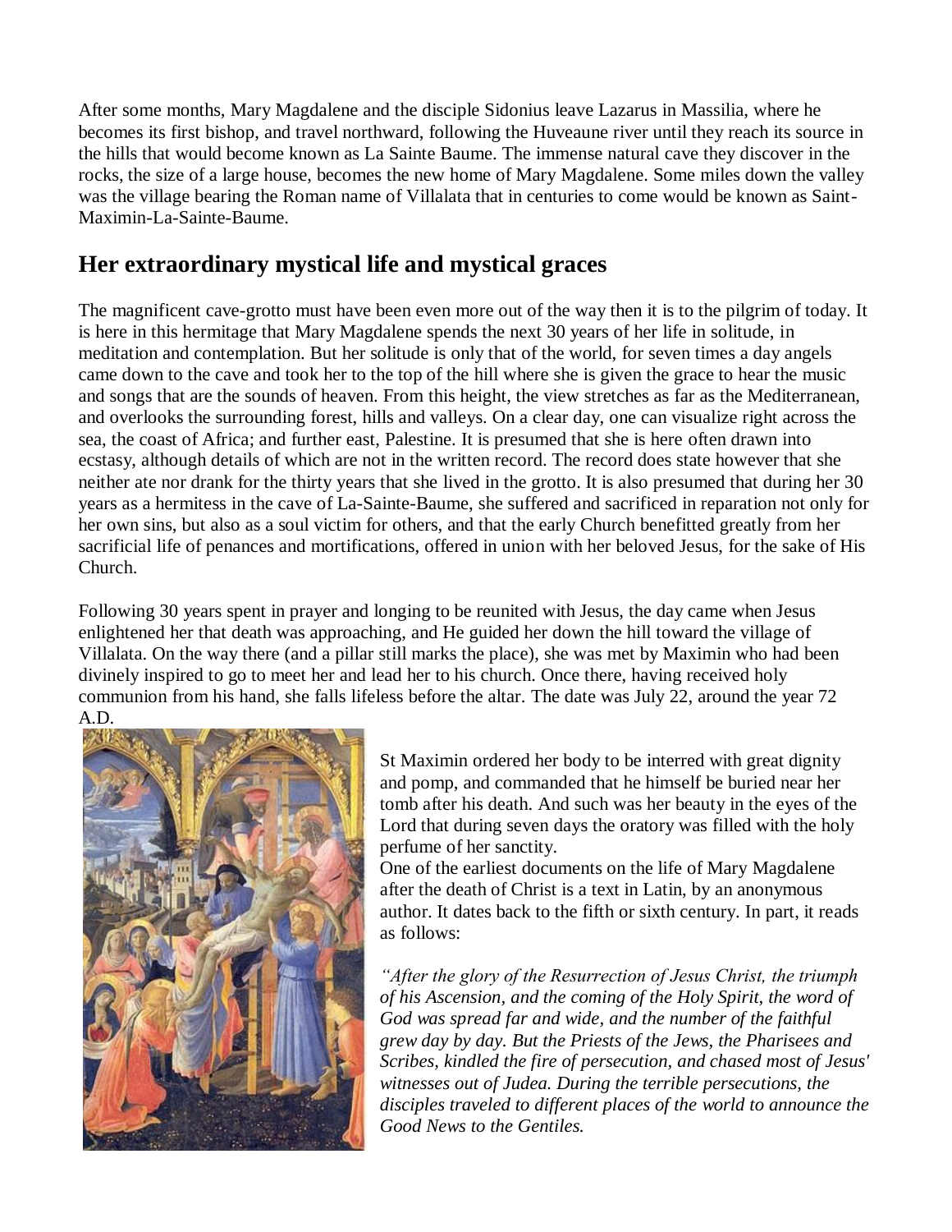After some months, Mary Magdalene and the disciple Sidonius leave Lazarus in Massilia, where he becomes its first bishop, and travel northward, following the Huveaune river until they reach its source in the hills that would become known as La Sainte Baume. The immense natural cave they discover in the rocks, the size of a large house, becomes the new home of Mary Magdalene. Some miles down the valley was the village bearing the Roman name of Villalata that in centuries to come would be known as Saint-Maximin-La-Sainte-Baume.

## Her extraordinary mystical life and mystical graces

The magnificent cave-grotto must have been even more out of the way then it is to the pilgrim of today. It is here in this hermitage that Mary Magdalene spends the next 30 years of her life in solitude, in meditation and contemplation. But her solitude is only that of the world, for seven times a day angels came down to the cave and took her to the top of the hill where she is given the grace to hear the music and songs that are the sounds of heaven. From this height, the view stretches as far as the Mediterranean, and overlooks the surrounding forest, hills and valleys. On a clear day, one can visualize right across the sea, the coast of Africa; and further east, Palestine. It is presumed that she is here often drawn into ecstasy, although details of which are not in the written record. The record does state however that she neither ate nor drank for the thirty years that she lived in the grotto. It is also presumed that during her 30 years as a hermitess in the cave of La-Sainte-Baume, she suffered and sacrificed in reparation not only for her own sins, but also as a soul victim for others, and that the early Church benefitted greatly from her sacrificial life of penances and mortifications, offered in union with her beloved Jesus, for the sake of His Church.

Following 30 years spent in prayer and longing to be reunited with Jesus, the day came when Jesus enlightened her that death was approaching, and He guided her down the hill toward the village of Villalata. On the way there (and a pillar still marks the place), she was met by Maximin who had been divinely inspired to go to meet her and lead her to his church. Once there, having received holy communion from his hand, she falls lifeless before the altar. The date was July 22, around the year 72 A.D.

St Maximin ordered her body to be interred with great dignity and pomp, and commanded that he himself be buried near her tomb after his death. And such was her beauty in the eyes of the Lord that during seven days the oratory was filled with the holy perfume of her sanctity.

One of the earliest documents on the life of Mary Magdalene after the death of Christ is a text in Latin, by an anonymous author. It dates back to the fifth or sixth century. In part, it reads as follows:

*"After the glory of the Resurrection of Jesus Christ, the triumph of his Ascension, and the coming of the Holy Spirit, the word of God was spread far and wide, and the number of the faithful grew day by day. But the Priests of the Jews, the Pharisees and Scribes, kindled the fire of persecution, and chased most of Jesus' witnesses out of Judea. During the terrible persecutions, the disciples traveled to different places of the world to announce the Good News to the Gentiles.*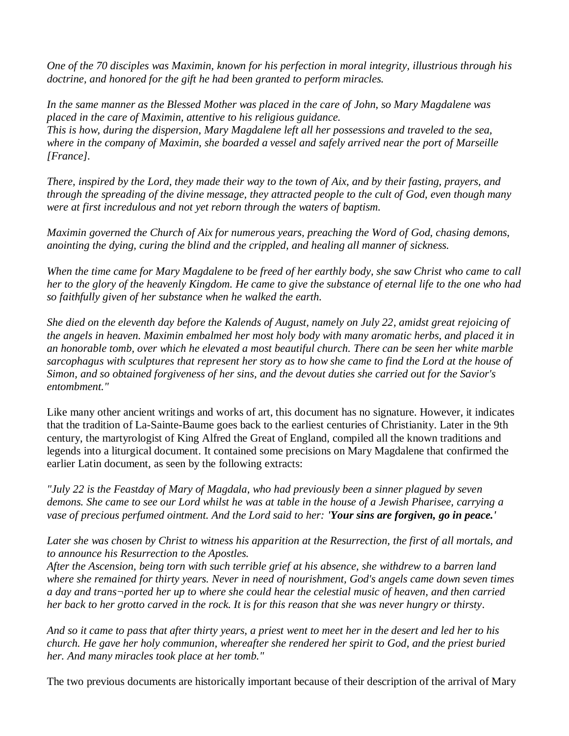*One of the 70 disciples was Maximin, known for his perfection in moral integrity, illustrious through his doctrine, and honored for the gift he had been granted to perform miracles.*

*In the same manner as the Blessed Mother was placed in the care of John, so Mary Magdalene was placed in the care of Maximin, attentive to his religious guidance.*
*This is how, during the dispersion, Mary Magdalene left all her possessions and traveled to the sea, where in the company of Maximin, she boarded a vessel and safely arrived near the port of Marseille [France].*

*There, inspired by the Lord, they made their way to the town of Aix, and by their fasting, prayers, and through the spreading of the divine message, they attracted people to the cult of God, even though many were at first incredulous and not yet reborn through the waters of baptism.*

*Maximin governed the Church of Aix for numerous years, preaching the Word of God, chasing demons, anointing the dying, curing the blind and the crippled, and healing all manner of sickness.*

*When the time came for Mary Magdalene to be freed of her earthly body, she saw Christ who came to call her to the glory of the heavenly Kingdom. He came to give the substance of eternal life to the one who had so faithfully given of her substance when he walked the earth.*

*She died on the eleventh day before the Kalends of August, namely on July 22, amidst great rejoicing of the angels in heaven. Maximin embalmed her most holy body with many aromatic herbs, and placed it in an honorable tomb, over which he elevated a most beautiful church. There can be seen her white marble sarcophagus with sculptures that represent her story as to how she came to find the Lord at the house of Simon, and so obtained forgiveness of her sins, and the devout duties she carried out for the Savior's entombment."*

Like many other ancient writings and works of art, this document has no signature. However, it indicates that the tradition of La-Sainte-Baume goes back to the earliest centuries of Christianity. Later in the 9th century, the martyrologist of King Alfred the Great of England, compiled all the known traditions and legends into a liturgical document. It contained some precisions on Mary Magdalene that confirmed the earlier Latin document, as seen by the following extracts:

*"July 22 is the Feastday of Mary of Magdala, who had previously been a sinner plagued by seven demons. She came to see our Lord whilst he was at table in the house of a Jewish Pharisee, carrying a vase of precious perfumed ointment. And the Lord said to her: '**Your sins are forgiven, go in peace.**'*

*Later she was chosen by Christ to witness his apparition at the Resurrection, the first of all mortals, and to announce his Resurrection to the Apostles.*
*After the Ascension, being torn with such terrible grief at his absence, she withdrew to a barren land where she remained for thirty years. Never in need of nourishment, God's angels came down seven times a day and trans¬ported her up to where she could hear the celestial music of heaven, and then carried her back to her grotto carved in the rock. It is for this reason that she was never hungry or thirsty.*

*And so it came to pass that after thirty years, a priest went to meet her in the desert and led her to his church. He gave her holy communion, whereafter she rendered her spirit to God, and the priest buried her. And many miracles took place at her tomb."*

The two previous documents are historically important because of their description of the arrival of Mary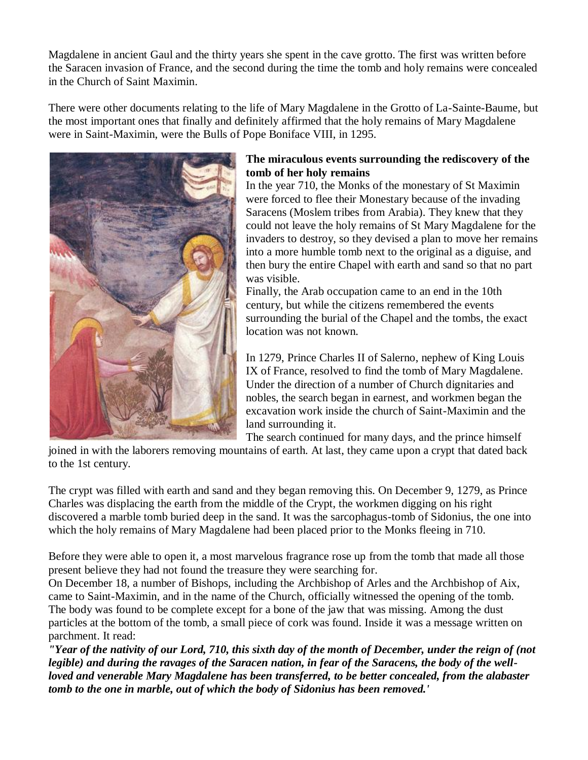Magdalene in ancient Gaul and the thirty years she spent in the cave grotto. The first was written before the Saracen invasion of France, and the second during the time the tomb and holy remains were concealed in the Church of Saint Maximin.

There were other documents relating to the life of Mary Magdalene in the Grotto of La-Sainte-Baume, but the most important ones that finally and definitely affirmed that the holy remains of Mary Magdalene were in Saint-Maximin, were the Bulls of Pope Boniface VIII, in 1295.

**The miraculous events surrounding the rediscovery of the tomb of her holy remains**

In the year 710, the Monks of the monestary of St Maximin were forced to flee their Monestary because of the invading Saracens (Moslem tribes from Arabia). They knew that they could not leave the holy remains of St Mary Magdalene for the invaders to destroy, so they devised a plan to move her remains into a more humble tomb next to the original as a diguise, and then bury the entire Chapel with earth and sand so that no part was visible.

Finally, the Arab occupation came to an end in the 10th century, but while the citizens remembered the events surrounding the burial of the Chapel and the tombs, the exact location was not known.

In 1279, Prince Charles II of Salerno, nephew of King Louis IX of France, resolved to find the tomb of Mary Magdalene. Under the direction of a number of Church dignitaries and nobles, the search began in earnest, and workmen began the excavation work inside the church of Saint-Maximin and the land surrounding it.

The search continued for many days, and the prince himself joined in with the laborers removing mountains of earth. At last, they came upon a crypt that dated back to the 1st century.

The crypt was filled with earth and sand and they began removing this. On December 9, 1279, as Prince Charles was displacing the earth from the middle of the Crypt, the workmen digging on his right discovered a marble tomb buried deep in the sand. It was the sarcophagus-tomb of Sidonius, the one into which the holy remains of Mary Magdalene had been placed prior to the Monks fleeing in 710.

Before they were able to open it, a most marvelous fragrance rose up from the tomb that made all those present believe they had not found the treasure they were searching for.

On December 18, a number of Bishops, including the Archbishop of Arles and the Archbishop of Aix, came to Saint-Maximin, and in the name of the Church, officially witnessed the opening of the tomb. The body was found to be complete except for a bone of the jaw that was missing. Among the dust particles at the bottom of the tomb, a small piece of cork was found. Inside it was a message written on parchment. It read:

***"Year of the nativity of our Lord, 710, this sixth day of the month of December, under the reign of (not legible) and during the ravages of the Saracen nation, in fear of the Saracens, the body of the well-loved and venerable Mary Magdalene has been transferred, to be better concealed, from the alabaster tomb to the one in marble, out of which the body of Sidonius has been removed.'***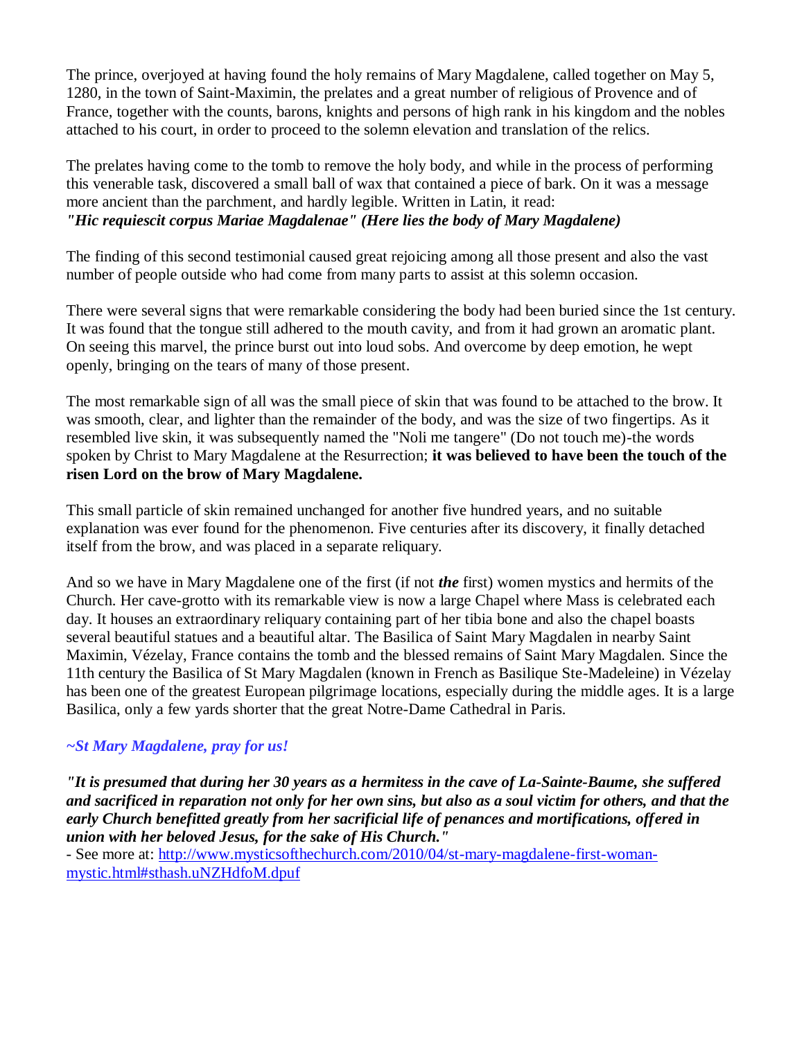The prince, overjoyed at having found the holy remains of Mary Magdalene, called together on May 5, 1280, in the town of Saint-Maximin, the prelates and a great number of religious of Provence and of France, together with the counts, barons, knights and persons of high rank in his kingdom and the nobles attached to his court, in order to proceed to the solemn elevation and translation of the relics.

The prelates having come to the tomb to remove the holy body, and while in the process of performing this venerable task, discovered a small ball of wax that contained a piece of bark. On it was a message more ancient than the parchment, and hardly legible. Written in Latin, it read:
***"Hic requiescit corpus Mariae Magdalenae" (Here lies the body of Mary Magdalene)***

The finding of this second testimonial caused great rejoicing among all those present and also the vast number of people outside who had come from many parts to assist at this solemn occasion.

There were several signs that were remarkable considering the body had been buried since the 1st century. It was found that the tongue still adhered to the mouth cavity, and from it had grown an aromatic plant. On seeing this marvel, the prince burst out into loud sobs. And overcome by deep emotion, he wept openly, bringing on the tears of many of those present.

The most remarkable sign of all was the small piece of skin that was found to be attached to the brow. It was smooth, clear, and lighter than the remainder of the body, and was the size of two fingertips. As it resembled live skin, it was subsequently named the "Noli me tangere" (Do not touch me)-the words spoken by Christ to Mary Magdalene at the Resurrection; **it was believed to have been the touch of the risen Lord on the brow of Mary Magdalene.**

This small particle of skin remained unchanged for another five hundred years, and no suitable explanation was ever found for the phenomenon. Five centuries after its discovery, it finally detached itself from the brow, and was placed in a separate reliquary.

And so we have in Mary Magdalene one of the first (if not ***the*** first) women mystics and hermits of the Church. Her cave-grotto with its remarkable view is now a large Chapel where Mass is celebrated each day. It houses an extraordinary reliquary containing part of her tibia bone and also the chapel boasts several beautiful statues and a beautiful altar. The Basilica of Saint Mary Magdalen in nearby Saint Maximin, Vézelay, France contains the tomb and the blessed remains of Saint Mary Magdalen. Since the 11th century the Basilica of St Mary Magdalen (known in French as Basilique Ste-Madeleine) in Vézelay has been one of the greatest European pilgrimage locations, especially during the middle ages. It is a large Basilica, only a few yards shorter that the great Notre-Dame Cathedral in Paris.

***~St Mary Magdalene, pray for us!***

***"It is presumed that during her 30 years as a hermitess in the cave of La-Sainte-Baume, she suffered and sacrificed in reparation not only for her own sins, but also as a soul victim for others, and that the early Church benefitted greatly from her sacrificial life of penances and mortifications, offered in union with her beloved Jesus, for the sake of His Church."***
- See more at: [http://www.mysticsofthechurch.com/2010/04/st-mary-magdalene-first-woman-mystic.html#sthash.uNZHdfoM.dpuf](http://www.mysticsofthechurch.com/2010/04/st-mary-magdalene-first-woman-mystic.html#sthash.uNZHdfoM.dpuf)